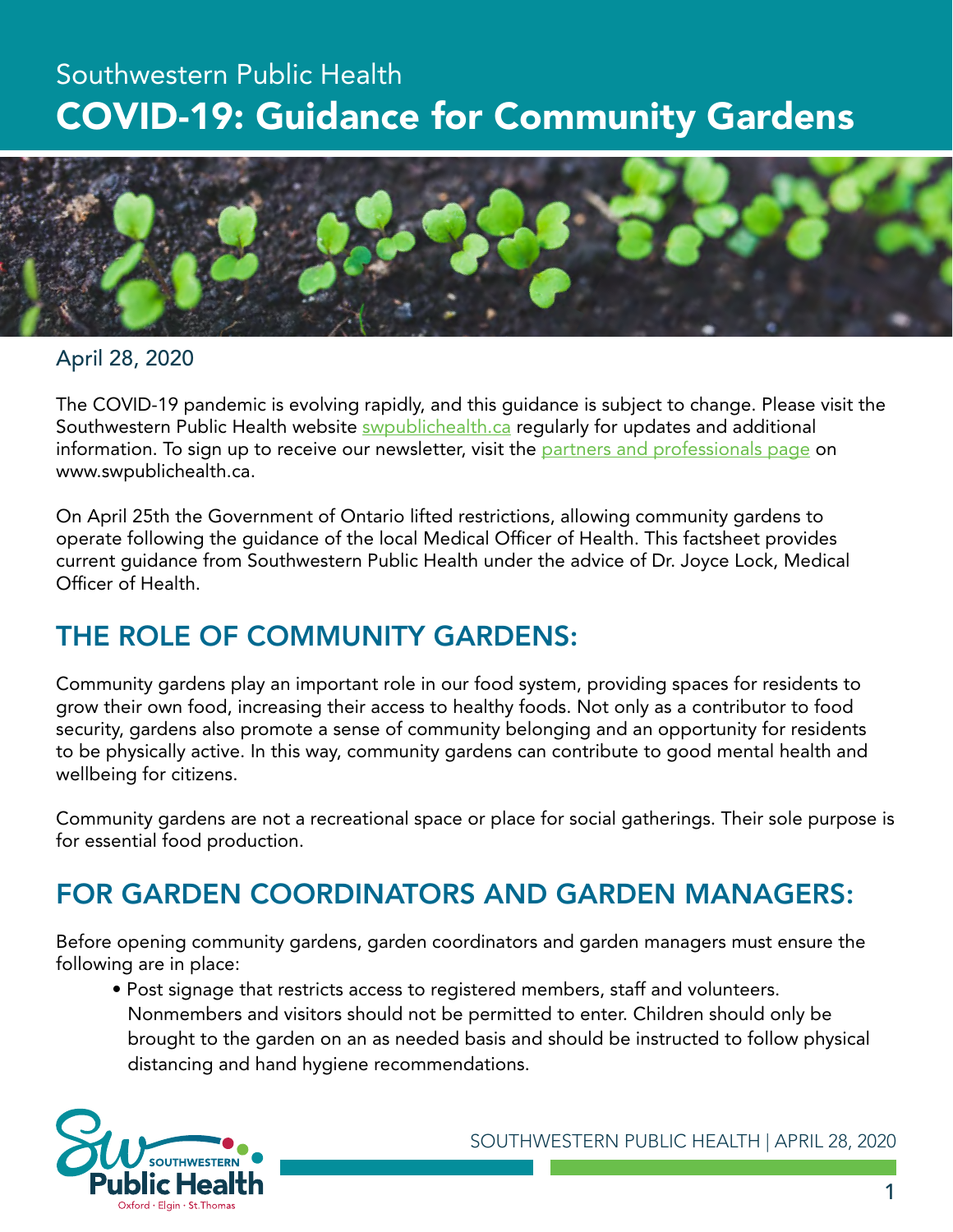Southwestern Public Health

# COVID-19: Guidance for Community Gardens

April 28, 2020

The COVID-19 pandemic is evolving rapidly, and this guidance is subject to change. Please visit the Southwestern Public Health website swpublichealth.ca regularly for updates and additional information. To sign up to receive our newsletter, visit the partners and professionals page on www.swpublichealth.ca.

On April 25th the Government of Ontario lifted restrictions, allowing community gardens to operate following the guidance of the local Medical Officer of Health. This factsheet provides current guidance from Southwestern Public Health under the advice of Dr. Joyce Lock, Medical Officer of Health.

## THE ROLE OF COMMUNITY GARDENS:

Community gardens play an important role in our food system, providing spaces for residents to grow their own food, increasing their access to healthy foods. Not only as a contributor to food security, gardens also promote a sense of community belonging and an opportunity for residents to be physically active. In this way, community gardens can contribute to good mental health and wellbeing for citizens.

Community gardens are not a recreational space or place for social gatherings. Their sole purpose is for essential food production.

## FOR GARDEN COORDINATORS AND GARDEN MANAGERS:

Before opening community gardens, garden coordinators and garden managers must ensure the following are in place:

- Post signage that restricts access to registered members, staff and volunteers. Nonmembers and visitors should not be permitted to enter. Children should only be brought to the garden on an as needed basis and should be instructed to follow physical distancing and hand hygiene recommendations.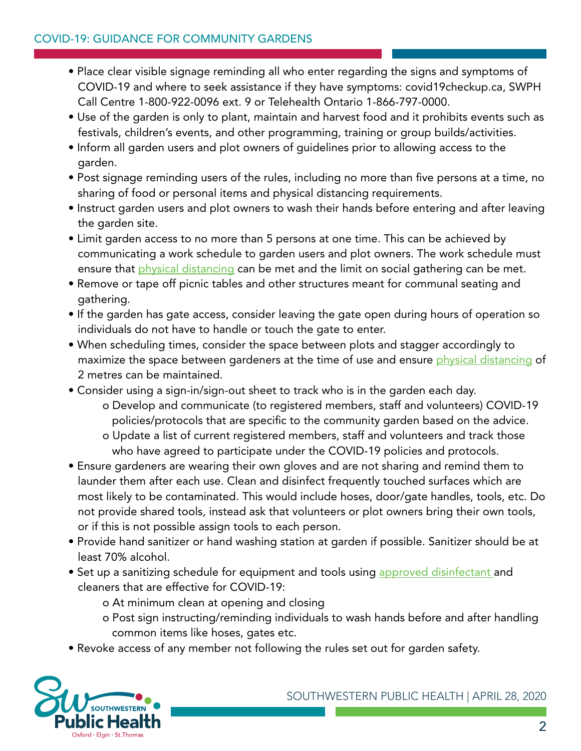- Place clear visible signage reminding all who enter regarding the signs and symptoms of COVID-19 and where to seek assistance if they have symptoms: covid19checkup.ca, SWPH Call Centre 1-800-922-0096 ext. 9 or Telehealth Ontario 1-866-797-0000.
- Use of the garden is only to plant, maintain and harvest food and it prohibits events such as festivals, children's events, and other programming, training or group builds/activities.
- Inform all garden users and plot owners of guidelines prior to allowing access to the garden.
- Post signage reminding users of the rules, including no more than five persons at a time, no sharing of food or personal items and physical distancing requirements.
- Instruct garden users and plot owners to wash their hands before entering and after leaving the garden site.
- Limit garden access to no more than 5 persons at one time. This can be achieved by communicating a work schedule to garden users and plot owners. The work schedule must ensure that physical distancing can be met and the limit on social gathering can be met.
- Remove or tape off picnic tables and other structures meant for communal seating and gathering.
- If the garden has gate access, consider leaving the gate open during hours of operation so individuals do not have to handle or touch the gate to enter.
- When scheduling times, consider the space between plots and stagger accordingly to maximize the space between gardeners at the time of use and ensure physical distancing of 2 metres can be maintained.
- Consider using a sign-in/sign-out sheet to track who is in the garden each day.
  - Develop and communicate (to registered members, staff and volunteers) COVID-19 policies/protocols that are specific to the community garden based on the advice.
  - Update a list of current registered members, staff and volunteers and track those who have agreed to participate under the COVID-19 policies and protocols.
- Ensure gardeners are wearing their own gloves and are not sharing and remind them to launder them after each use. Clean and disinfect frequently touched surfaces which are most likely to be contaminated. This would include hoses, door/gate handles, tools, etc. Do not provide shared tools, instead ask that volunteers or plot owners bring their own tools, or if this is not possible assign tools to each person.
- Provide hand sanitizer or hand washing station at garden if possible. Sanitizer should be at least 70% alcohol.
- Set up a sanitizing schedule for equipment and tools using approved disinfectant and cleaners that are effective for COVID-19:
  - At minimum clean at opening and closing
  - Post sign instructing/reminding individuals to wash hands before and after handling common items like hoses, gates etc.
- Revoke access of any member not following the rules set out for garden safety.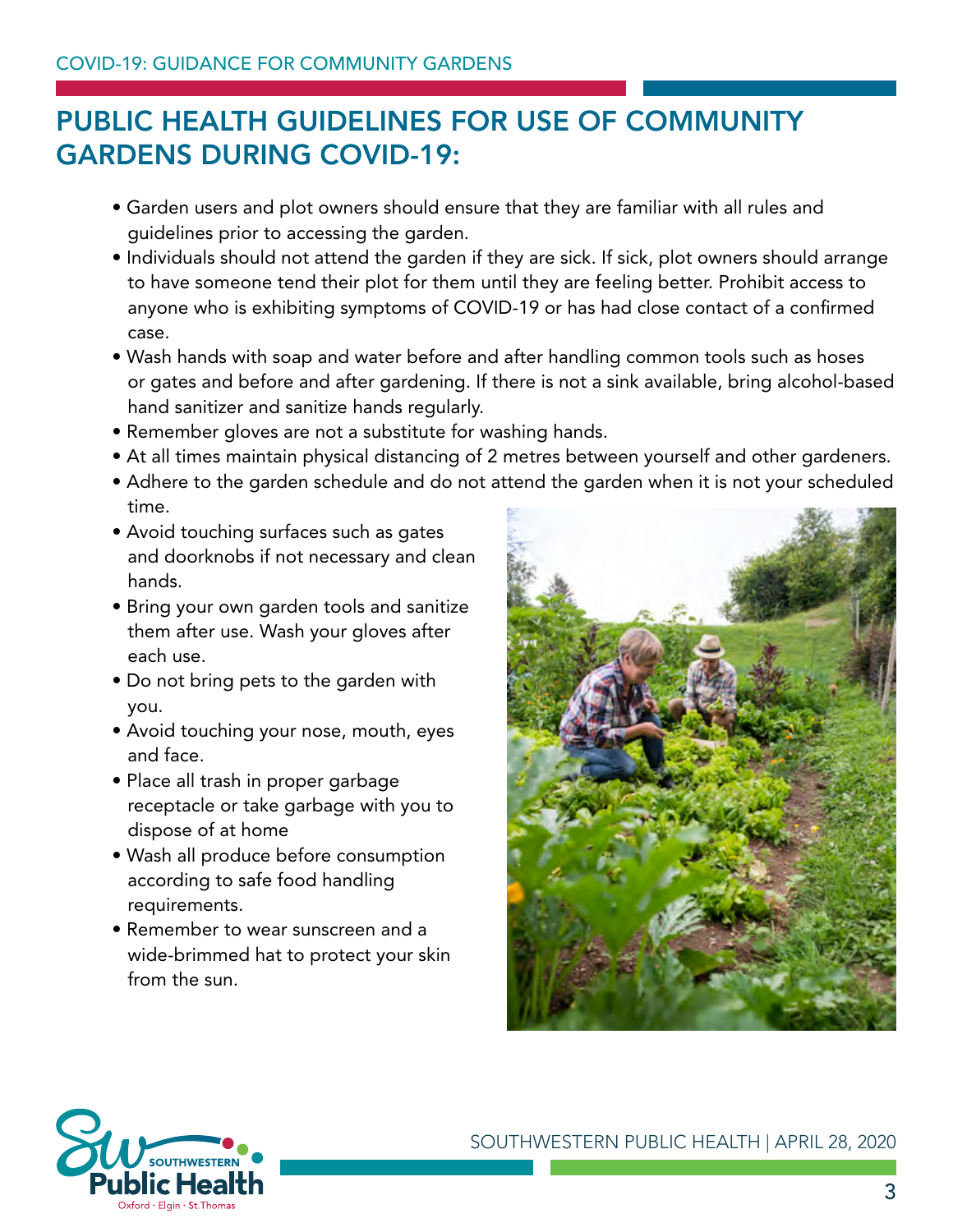# PUBLIC HEALTH GUIDELINES FOR USE OF COMMUNITY GARDENS DURING COVID-19:

- Garden users and plot owners should ensure that they are familiar with all rules and guidelines prior to accessing the garden.
- Individuals should not attend the garden if they are sick. If sick, plot owners should arrange to have someone tend their plot for them until they are feeling better. Prohibit access to anyone who is exhibiting symptoms of COVID-19 or has had close contact of a confirmed case.
- Wash hands with soap and water before and after handling common tools such as hoses or gates and before and after gardening. If there is not a sink available, bring alcohol-based hand sanitizer and sanitize hands regularly.
- Remember gloves are not a substitute for washing hands.
- At all times maintain physical distancing of 2 metres between yourself and other gardeners.
- Adhere to the garden schedule and do not attend the garden when it is not your scheduled time.
- Avoid touching surfaces such as gates and doorknobs if not necessary and clean hands.
- Bring your own garden tools and sanitize them after use. Wash your gloves after each use.
- Do not bring pets to the garden with you.
- Avoid touching your nose, mouth, eyes and face.
- Place all trash in proper garbage receptacle or take garbage with you to dispose of at home
- Wash all produce before consumption according to safe food handling requirements.
- Remember to wear sunscreen and a wide-brimmed hat to protect your skin from the sun.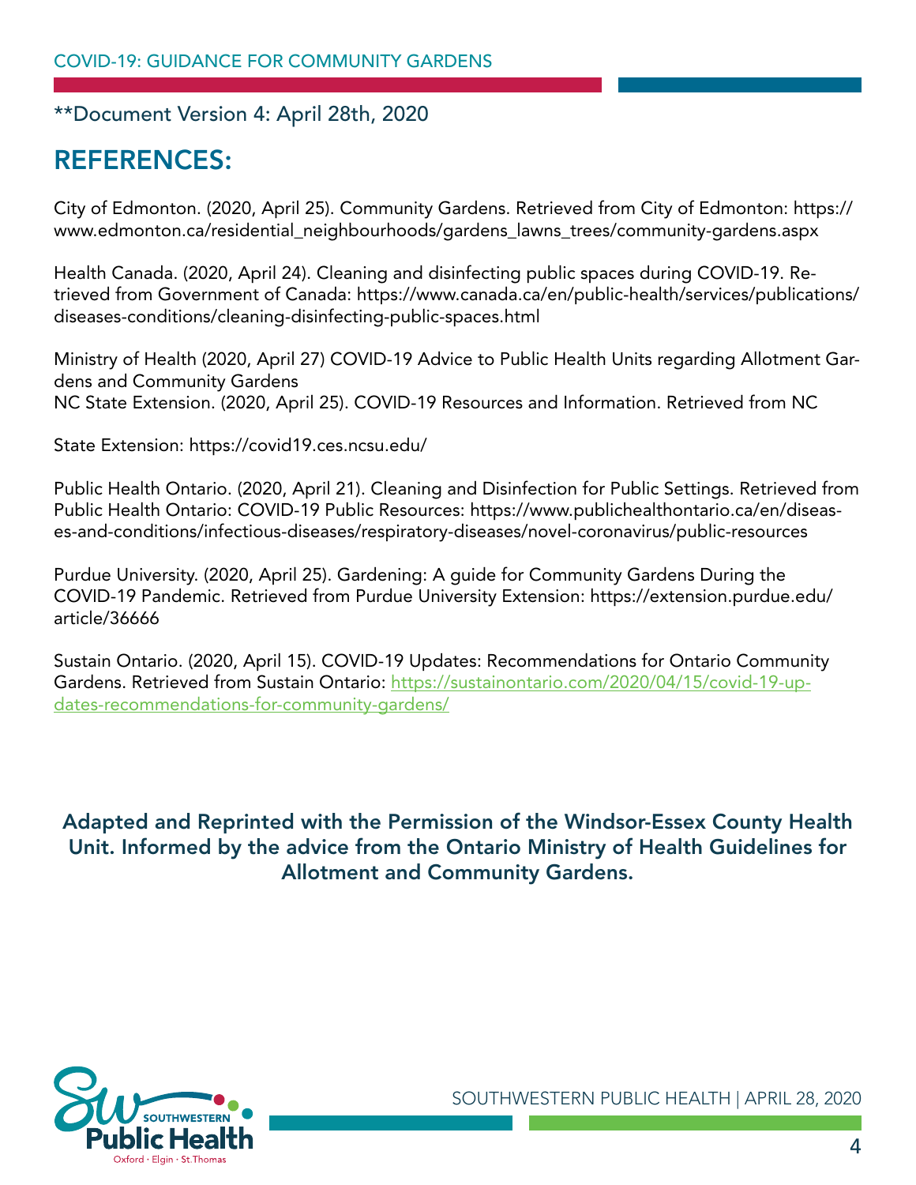\*\*Document Version 4: April 28th, 2020

## REFERENCES:

City of Edmonton. (2020, April 25). Community Gardens. Retrieved from City of Edmonton: https://www.edmonton.ca/residential_neighbourhoods/gardens_lawns_trees/community-gardens.aspx

Health Canada. (2020, April 24). Cleaning and disinfecting public spaces during COVID-19. Retrieved from Government of Canada: https://www.canada.ca/en/public-health/services/publications/diseases-conditions/cleaning-disinfecting-public-spaces.html

Ministry of Health (2020, April 27) COVID-19 Advice to Public Health Units regarding Allotment Gardens and Community Gardens
NC State Extension. (2020, April 25). COVID-19 Resources and Information. Retrieved from NC

State Extension: https://covid19.ces.ncsu.edu/

Public Health Ontario. (2020, April 21). Cleaning and Disinfection for Public Settings. Retrieved from Public Health Ontario: COVID-19 Public Resources: https://www.publichealthontario.ca/en/diseases-and-conditions/infectious-diseases/respiratory-diseases/novel-coronavirus/public-resources

Purdue University. (2020, April 25). Gardening: A guide for Community Gardens During the COVID-19 Pandemic. Retrieved from Purdue University Extension: https://extension.purdue.edu/article/36666

Sustain Ontario. (2020, April 15). COVID-19 Updates: Recommendations for Ontario Community Gardens. Retrieved from Sustain Ontario: https://sustainontario.com/2020/04/15/covid-19-updates-recommendations-for-community-gardens/

**Adapted and Reprinted with the Permission of the Windsor-Essex County Health Unit. Informed by the advice from the Ontario Ministry of Health Guidelines for Allotment and Community Gardens.**